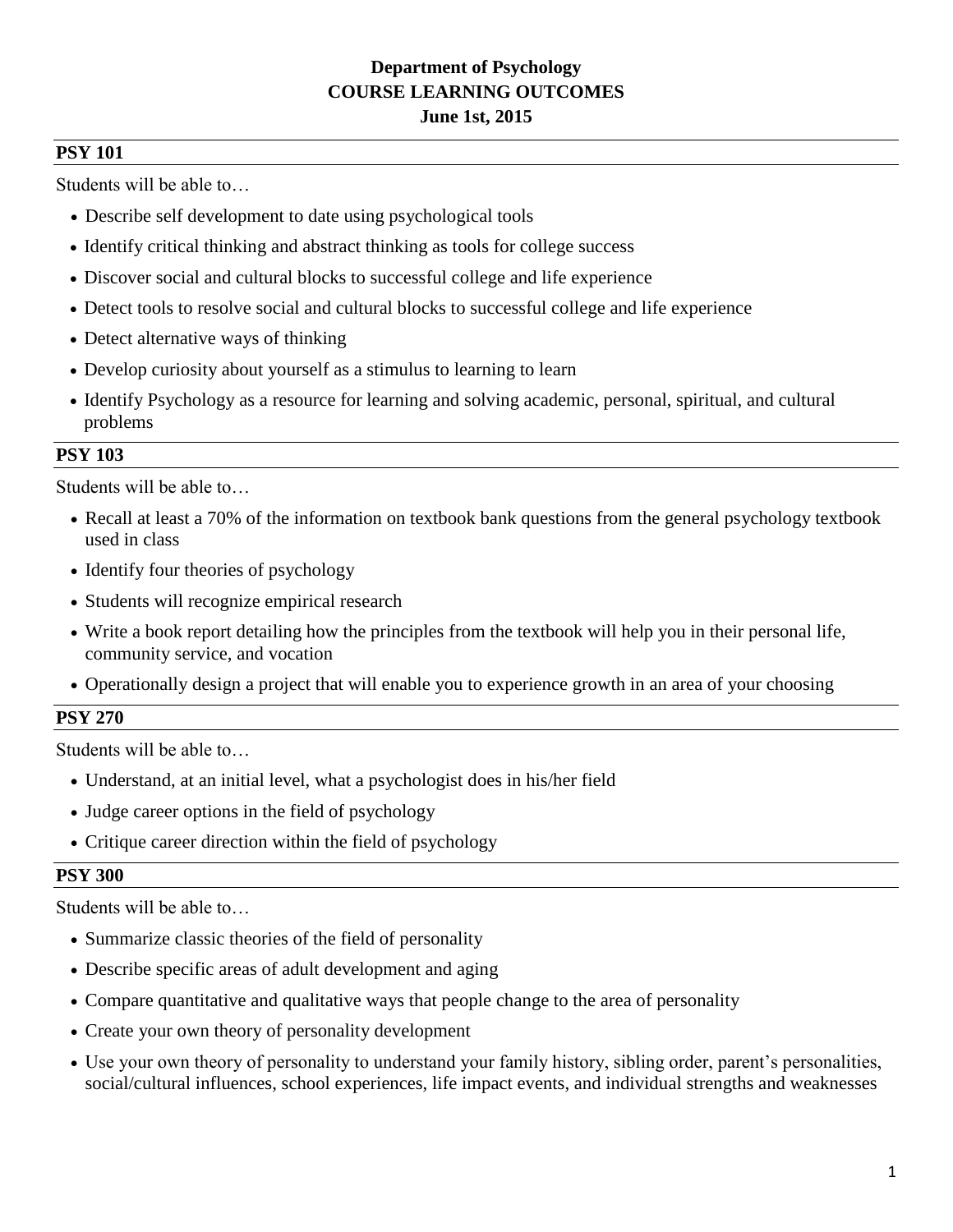# Department of Psychology
# COURSE LEARNING OUTCOMES
# June 1st, 2015

## PSY 101

Students will be able to…

- Describe self development to date using psychological tools
- Identify critical thinking and abstract thinking as tools for college success
- Discover social and cultural blocks to successful college and life experience
- Detect tools to resolve social and cultural blocks to successful college and life experience
- Detect alternative ways of thinking
- Develop curiosity about yourself as a stimulus to learning to learn
- Identify Psychology as a resource for learning and solving academic, personal, spiritual, and cultural problems

## PSY 103

Students will be able to…

- Recall at least a 70% of the information on textbook bank questions from the general psychology textbook used in class
- Identify four theories of psychology
- Students will recognize empirical research
- Write a book report detailing how the principles from the textbook will help you in their personal life, community service, and vocation
- Operationally design a project that will enable you to experience growth in an area of your choosing

## PSY 270

Students will be able to…

- Understand, at an initial level, what a psychologist does in his/her field
- Judge career options in the field of psychology
- Critique career direction within the field of psychology

## PSY 300

Students will be able to…

- Summarize classic theories of the field of personality
- Describe specific areas of adult development and aging
- Compare quantitative and qualitative ways that people change to the area of personality
- Create your own theory of personality development
- Use your own theory of personality to understand your family history, sibling order, parent's personalities, social/cultural influences, school experiences, life impact events, and individual strengths and weaknesses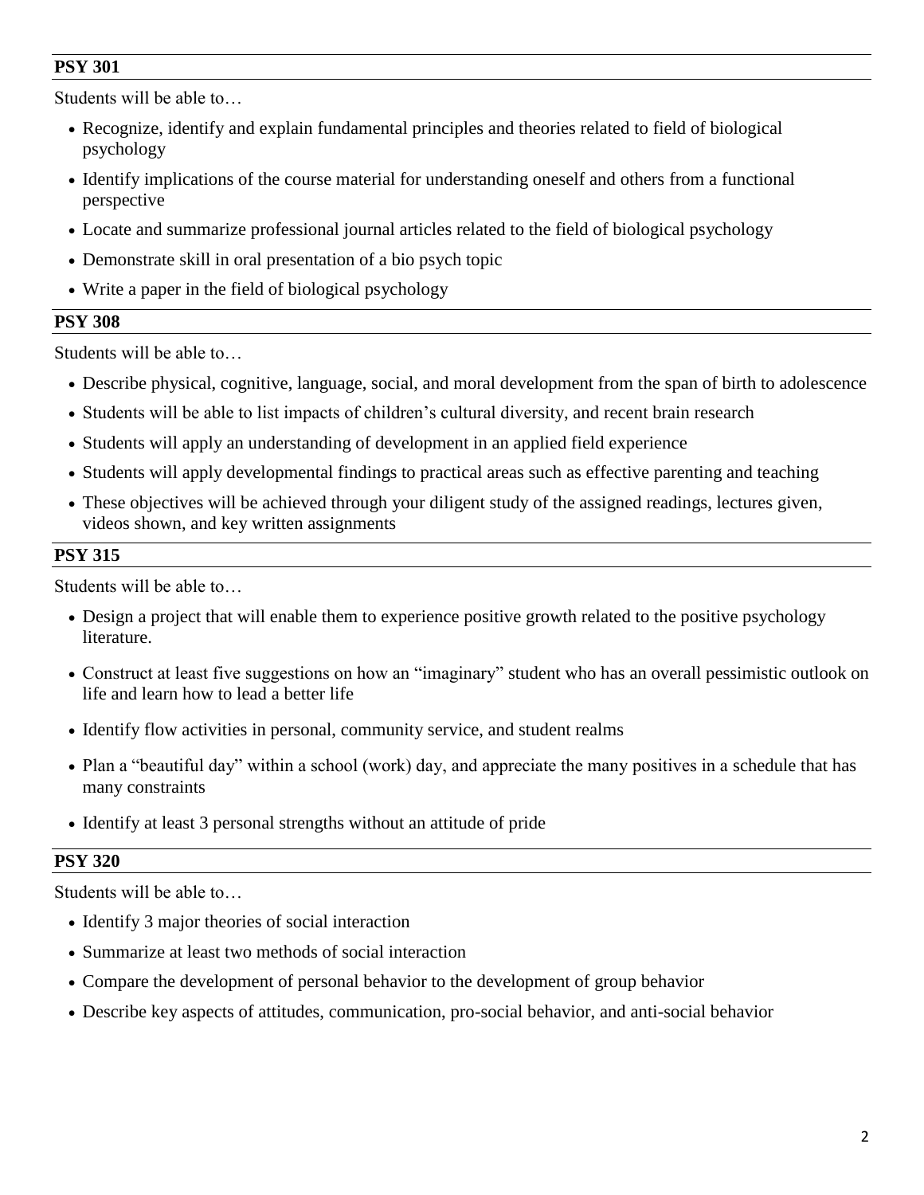## PSY 301

Students will be able to…

- Recognize, identify and explain fundamental principles and theories related to field of biological psychology
- Identify implications of the course material for understanding oneself and others from a functional perspective
- Locate and summarize professional journal articles related to the field of biological psychology
- Demonstrate skill in oral presentation of a bio psych topic
- Write a paper in the field of biological psychology

## PSY 308

Students will be able to…

- Describe physical, cognitive, language, social, and moral development from the span of birth to adolescence
- Students will be able to list impacts of children's cultural diversity, and recent brain research
- Students will apply an understanding of development in an applied field experience
- Students will apply developmental findings to practical areas such as effective parenting and teaching
- These objectives will be achieved through your diligent study of the assigned readings, lectures given, videos shown, and key written assignments

## PSY 315

Students will be able to…

- Design a project that will enable them to experience positive growth related to the positive psychology literature.
- Construct at least five suggestions on how an "imaginary" student who has an overall pessimistic outlook on life and learn how to lead a better life
- Identify flow activities in personal, community service, and student realms
- Plan a "beautiful day" within a school (work) day, and appreciate the many positives in a schedule that has many constraints
- Identify at least 3 personal strengths without an attitude of pride

## PSY 320

Students will be able to…

- Identify 3 major theories of social interaction
- Summarize at least two methods of social interaction
- Compare the development of personal behavior to the development of group behavior
- Describe key aspects of attitudes, communication, pro-social behavior, and anti-social behavior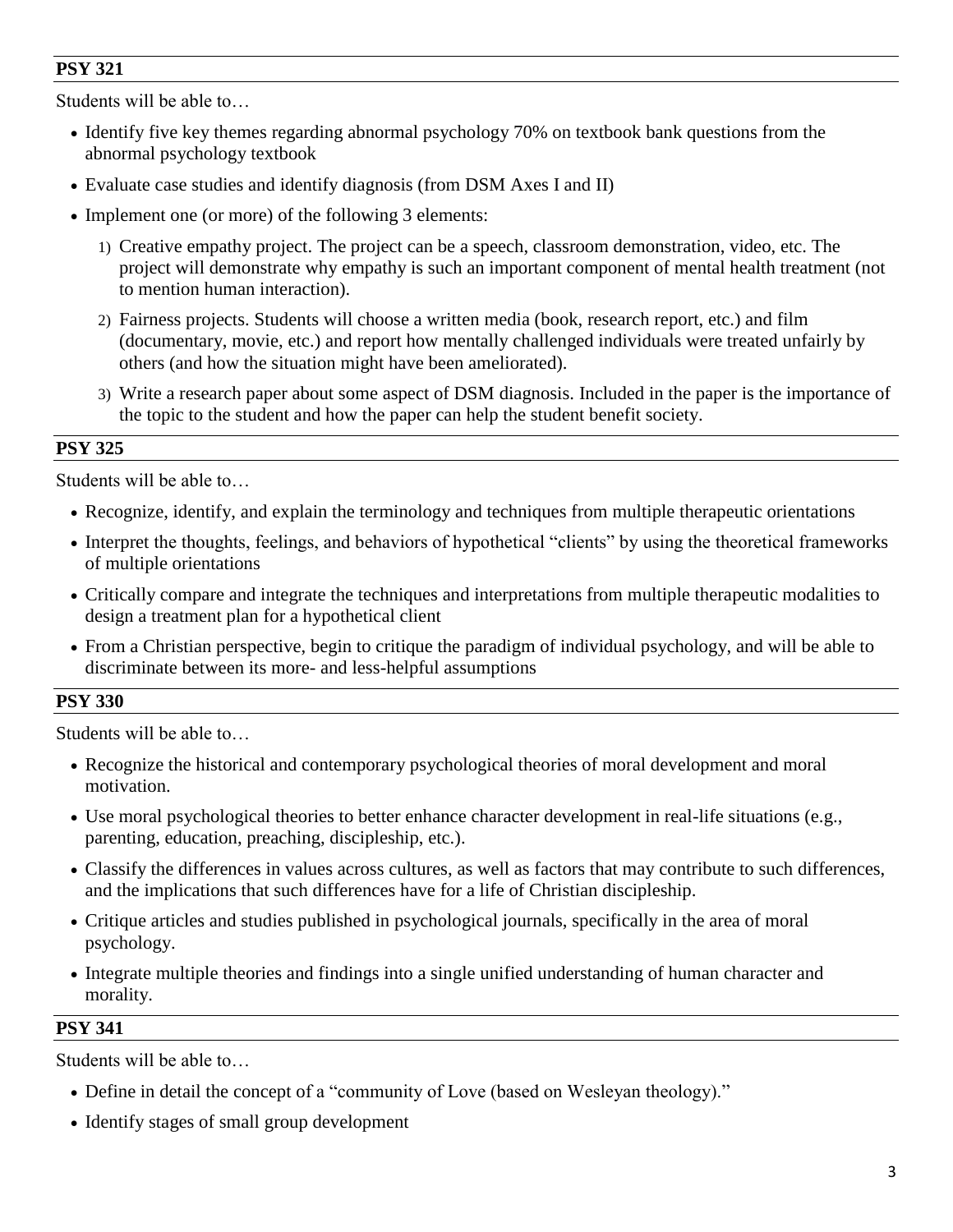### PSY 321

Students will be able to…

- Identify five key themes regarding abnormal psychology 70% on textbook bank questions from the abnormal psychology textbook
- Evaluate case studies and identify diagnosis (from DSM Axes I and II)
- Implement one (or more) of the following 3 elements:
  1) Creative empathy project. The project can be a speech, classroom demonstration, video, etc. The project will demonstrate why empathy is such an important component of mental health treatment (not to mention human interaction).
  2) Fairness projects. Students will choose a written media (book, research report, etc.) and film (documentary, movie, etc.) and report how mentally challenged individuals were treated unfairly by others (and how the situation might have been ameliorated).
  3) Write a research paper about some aspect of DSM diagnosis. Included in the paper is the importance of the topic to the student and how the paper can help the student benefit society.

### PSY 325

Students will be able to…

- Recognize, identify, and explain the terminology and techniques from multiple therapeutic orientations
- Interpret the thoughts, feelings, and behaviors of hypothetical "clients" by using the theoretical frameworks of multiple orientations
- Critically compare and integrate the techniques and interpretations from multiple therapeutic modalities to design a treatment plan for a hypothetical client
- From a Christian perspective, begin to critique the paradigm of individual psychology, and will be able to discriminate between its more- and less-helpful assumptions

### PSY 330

Students will be able to…

- Recognize the historical and contemporary psychological theories of moral development and moral motivation.
- Use moral psychological theories to better enhance character development in real-life situations (e.g., parenting, education, preaching, discipleship, etc.).
- Classify the differences in values across cultures, as well as factors that may contribute to such differences, and the implications that such differences have for a life of Christian discipleship.
- Critique articles and studies published in psychological journals, specifically in the area of moral psychology.
- Integrate multiple theories and findings into a single unified understanding of human character and morality.

### PSY 341

Students will be able to…

- Define in detail the concept of a "community of Love (based on Wesleyan theology)."
- Identify stages of small group development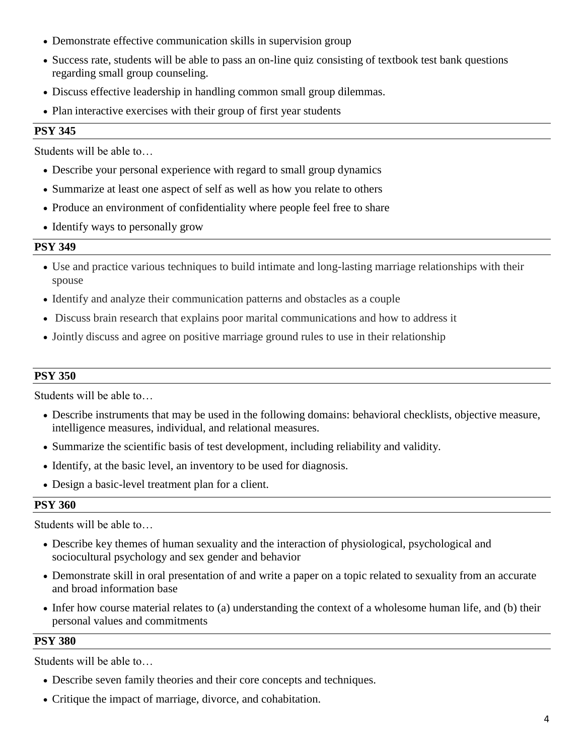- Demonstrate effective communication skills in supervision group
- Success rate, students will be able to pass an on-line quiz consisting of textbook test bank questions regarding small group counseling.
- Discuss effective leadership in handling common small group dilemmas.
- Plan interactive exercises with their group of first year students

**PSY 345**

Students will be able to…

- Describe your personal experience with regard to small group dynamics
- Summarize at least one aspect of self as well as how you relate to others
- Produce an environment of confidentiality where people feel free to share
- Identify ways to personally grow

**PSY 349**

- Use and practice various techniques to build intimate and long-lasting marriage relationships with their spouse
- Identify and analyze their communication patterns and obstacles as a couple
- Discuss brain research that explains poor marital communications and how to address it
- Jointly discuss and agree on positive marriage ground rules to use in their relationship

**PSY 350**

Students will be able to…

- Describe instruments that may be used in the following domains: behavioral checklists, objective measure, intelligence measures, individual, and relational measures.
- Summarize the scientific basis of test development, including reliability and validity.
- Identify, at the basic level, an inventory to be used for diagnosis.
- Design a basic-level treatment plan for a client.

**PSY 360**

Students will be able to…

- Describe key themes of human sexuality and the interaction of physiological, psychological and sociocultural psychology and sex gender and behavior
- Demonstrate skill in oral presentation of and write a paper on a topic related to sexuality from an accurate and broad information base
- Infer how course material relates to (a) understanding the context of a wholesome human life, and (b) their personal values and commitments

**PSY 380**

Students will be able to…

- Describe seven family theories and their core concepts and techniques.
- Critique the impact of marriage, divorce, and cohabitation.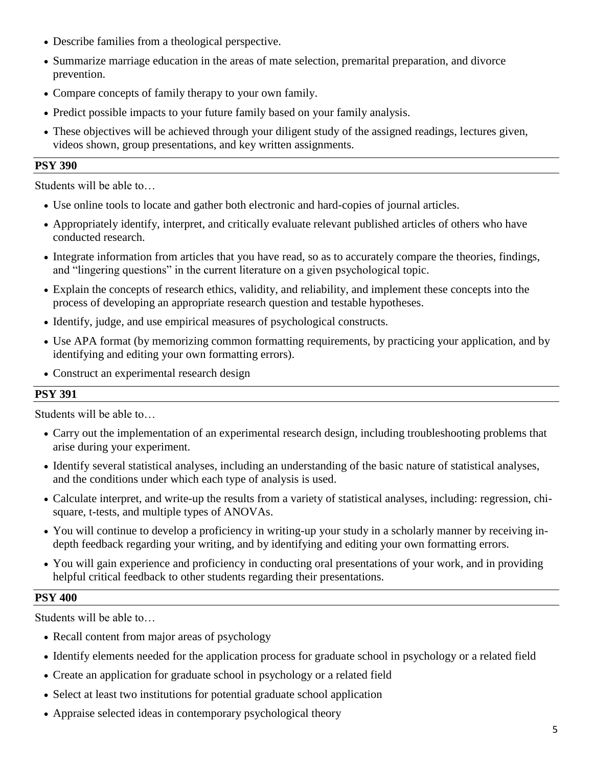- Describe families from a theological perspective.
- Summarize marriage education in the areas of mate selection, premarital preparation, and divorce prevention.
- Compare concepts of family therapy to your own family.
- Predict possible impacts to your future family based on your family analysis.
- These objectives will be achieved through your diligent study of the assigned readings, lectures given, videos shown, group presentations, and key written assignments.

## PSY 390

Students will be able to…

- Use online tools to locate and gather both electronic and hard-copies of journal articles.
- Appropriately identify, interpret, and critically evaluate relevant published articles of others who have conducted research.
- Integrate information from articles that you have read, so as to accurately compare the theories, findings, and "lingering questions" in the current literature on a given psychological topic.
- Explain the concepts of research ethics, validity, and reliability, and implement these concepts into the process of developing an appropriate research question and testable hypotheses.
- Identify, judge, and use empirical measures of psychological constructs.
- Use APA format (by memorizing common formatting requirements, by practicing your application, and by identifying and editing your own formatting errors).
- Construct an experimental research design

## PSY 391

Students will be able to…

- Carry out the implementation of an experimental research design, including troubleshooting problems that arise during your experiment.
- Identify several statistical analyses, including an understanding of the basic nature of statistical analyses, and the conditions under which each type of analysis is used.
- Calculate interpret, and write-up the results from a variety of statistical analyses, including: regression, chi-square, t-tests, and multiple types of ANOVAs.
- You will continue to develop a proficiency in writing-up your study in a scholarly manner by receiving in-depth feedback regarding your writing, and by identifying and editing your own formatting errors.
- You will gain experience and proficiency in conducting oral presentations of your work, and in providing helpful critical feedback to other students regarding their presentations.

## PSY 400

Students will be able to…

- Recall content from major areas of psychology
- Identify elements needed for the application process for graduate school in psychology or a related field
- Create an application for graduate school in psychology or a related field
- Select at least two institutions for potential graduate school application
- Appraise selected ideas in contemporary psychological theory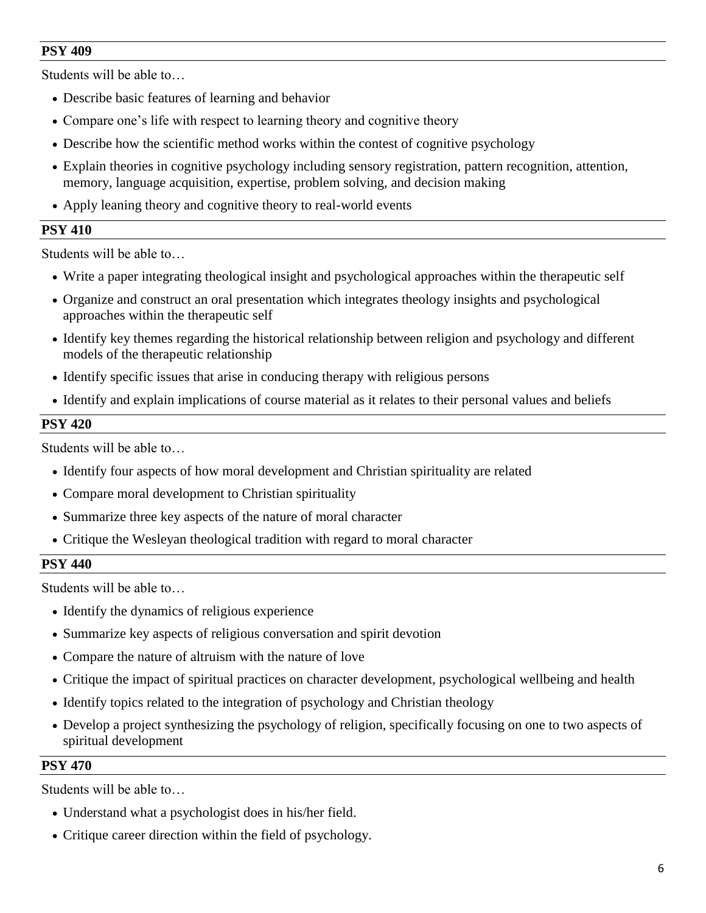**PSY 409**

Students will be able to…

- Describe basic features of learning and behavior
- Compare one's life with respect to learning theory and cognitive theory
- Describe how the scientific method works within the contest of cognitive psychology
- Explain theories in cognitive psychology including sensory registration, pattern recognition, attention, memory, language acquisition, expertise, problem solving, and decision making
- Apply leaning theory and cognitive theory to real-world events

**PSY 410**

Students will be able to…

- Write a paper integrating theological insight and psychological approaches within the therapeutic self
- Organize and construct an oral presentation which integrates theology insights and psychological approaches within the therapeutic self
- Identify key themes regarding the historical relationship between religion and psychology and different models of the therapeutic relationship
- Identify specific issues that arise in conducing therapy with religious persons
- Identify and explain implications of course material as it relates to their personal values and beliefs

**PSY 420**

Students will be able to…

- Identify four aspects of how moral development and Christian spirituality are related
- Compare moral development to Christian spirituality
- Summarize three key aspects of the nature of moral character
- Critique the Wesleyan theological tradition with regard to moral character

**PSY 440**

Students will be able to…

- Identify the dynamics of religious experience
- Summarize key aspects of religious conversation and spirit devotion
- Compare the nature of altruism with the nature of love
- Critique the impact of spiritual practices on character development, psychological wellbeing and health
- Identify topics related to the integration of psychology and Christian theology
- Develop a project synthesizing the psychology of religion, specifically focusing on one to two aspects of spiritual development

**PSY 470**

Students will be able to…

- Understand what a psychologist does in his/her field.
- Critique career direction within the field of psychology.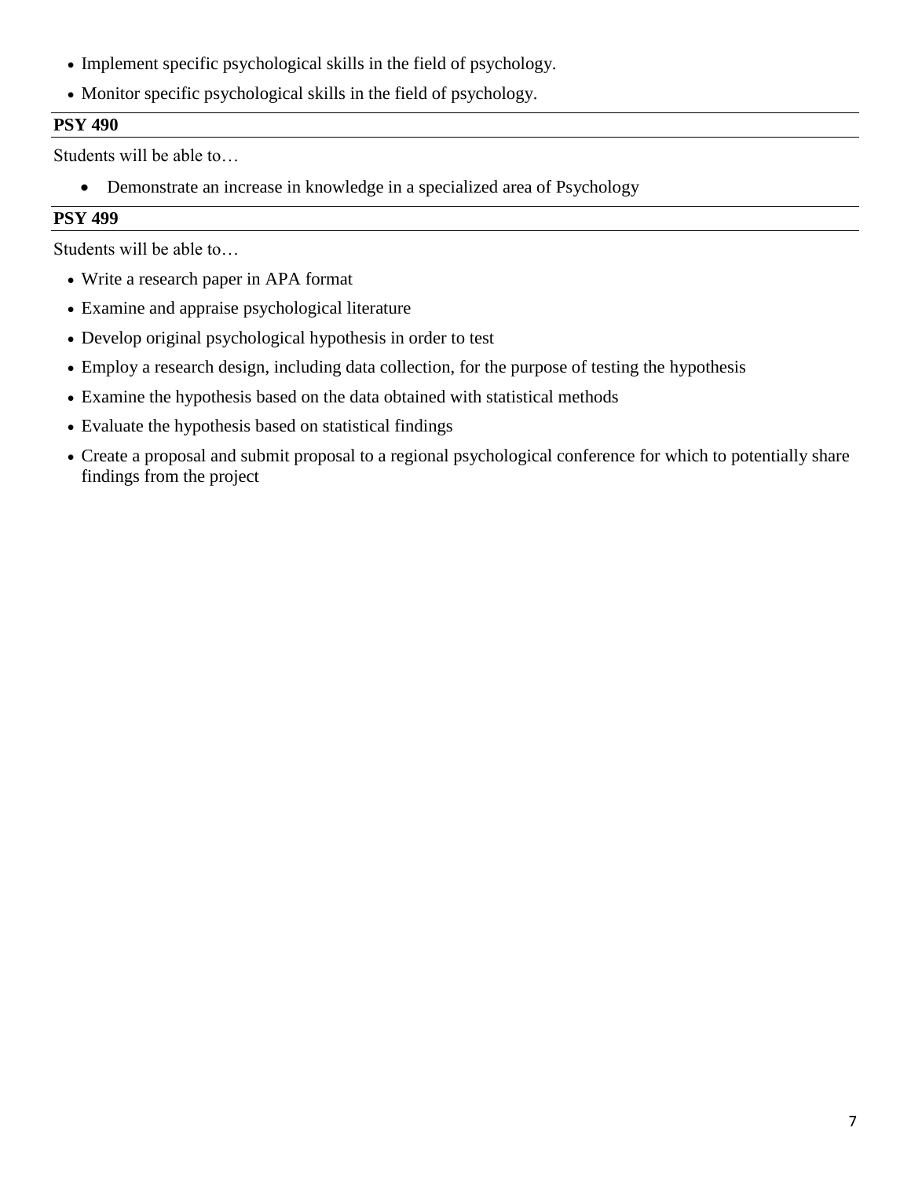- Implement specific psychological skills in the field of psychology.
- Monitor specific psychological skills in the field of psychology.

**PSY 490**

Students will be able to…

- Demonstrate an increase in knowledge in a specialized area of Psychology

**PSY 499**

Students will be able to…

- Write a research paper in APA format
- Examine and appraise psychological literature
- Develop original psychological hypothesis in order to test
- Employ a research design, including data collection, for the purpose of testing the hypothesis
- Examine the hypothesis based on the data obtained with statistical methods
- Evaluate the hypothesis based on statistical findings
- Create a proposal and submit proposal to a regional psychological conference for which to potentially share findings from the project